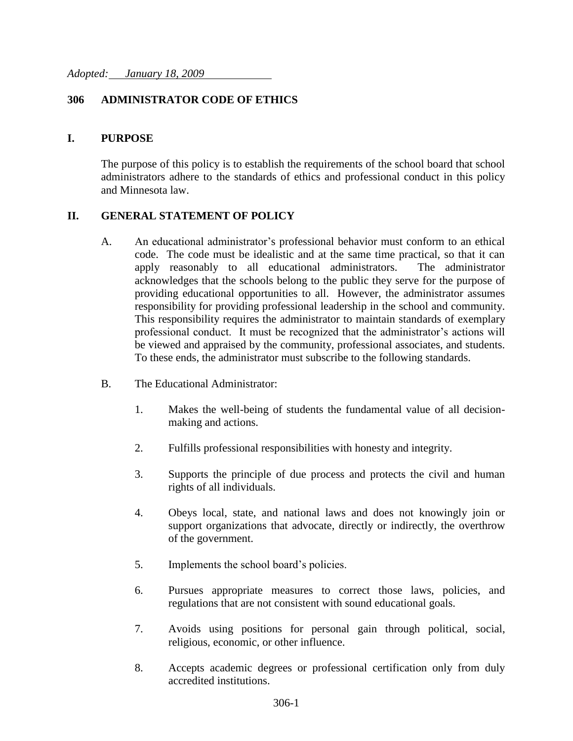*Adopted: January 18, 2009*

# 306 ADMINISTRATOR CODE OF ETHICS

## I. PURPOSE

The purpose of this policy is to establish the requirements of the school board that school administrators adhere to the standards of ethics and professional conduct in this policy and Minnesota law.

## II. GENERAL STATEMENT OF POLICY

A. An educational administrator's professional behavior must conform to an ethical code. The code must be idealistic and at the same time practical, so that it can apply reasonably to all educational administrators. The administrator acknowledges that the schools belong to the public they serve for the purpose of providing educational opportunities to all. However, the administrator assumes responsibility for providing professional leadership in the school and community. This responsibility requires the administrator to maintain standards of exemplary professional conduct. It must be recognized that the administrator's actions will be viewed and appraised by the community, professional associates, and students. To these ends, the administrator must subscribe to the following standards.

B. The Educational Administrator:

1. Makes the well-being of students the fundamental value of all decision-making and actions.

2. Fulfills professional responsibilities with honesty and integrity.

3. Supports the principle of due process and protects the civil and human rights of all individuals.

4. Obeys local, state, and national laws and does not knowingly join or support organizations that advocate, directly or indirectly, the overthrow of the government.

5. Implements the school board's policies.

6. Pursues appropriate measures to correct those laws, policies, and regulations that are not consistent with sound educational goals.

7. Avoids using positions for personal gain through political, social, religious, economic, or other influence.

8. Accepts academic degrees or professional certification only from duly accredited institutions.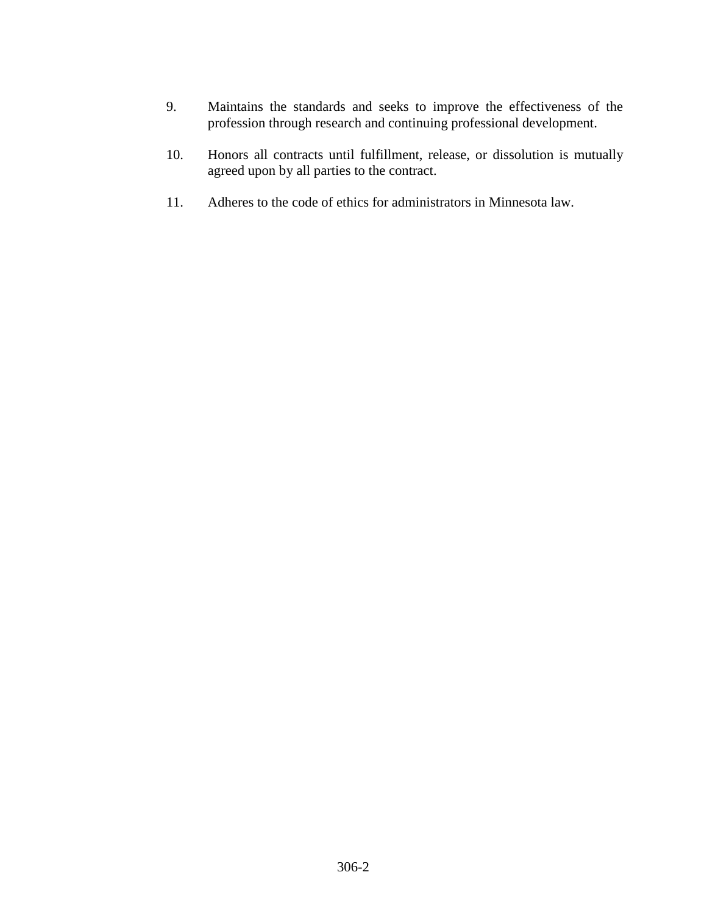9. Maintains the standards and seeks to improve the effectiveness of the profession through research and continuing professional development.

10. Honors all contracts until fulfillment, release, or dissolution is mutually agreed upon by all parties to the contract.

11. Adheres to the code of ethics for administrators in Minnesota law.